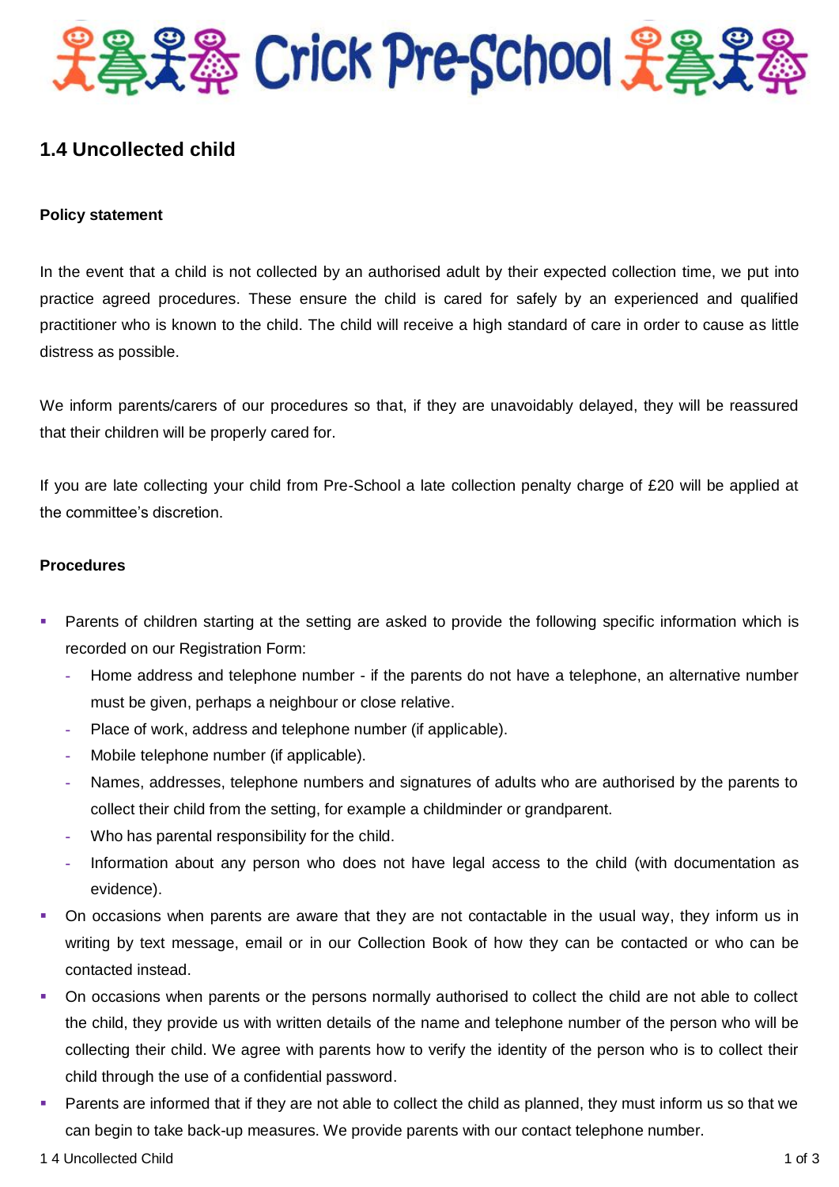# Crick Pre-School

## 1.4 Uncollected child

### Policy statement

In the event that a child is not collected by an authorised adult by their expected collection time, we put into practice agreed procedures. These ensure the child is cared for safely by an experienced and qualified practitioner who is known to the child. The child will receive a high standard of care in order to cause as little distress as possible.

We inform parents/carers of our procedures so that, if they are unavoidably delayed, they will be reassured that their children will be properly cared for.

If you are late collecting your child from Pre-School a late collection penalty charge of £20 will be applied at the committee's discretion.

### Procedures

- Parents of children starting at the setting are asked to provide the following specific information which is recorded on our Registration Form:
  - Home address and telephone number - if the parents do not have a telephone, an alternative number must be given, perhaps a neighbour or close relative.
  - Place of work, address and telephone number (if applicable).
  - Mobile telephone number (if applicable).
  - Names, addresses, telephone numbers and signatures of adults who are authorised by the parents to collect their child from the setting, for example a childminder or grandparent.
  - Who has parental responsibility for the child.
  - Information about any person who does not have legal access to the child (with documentation as evidence).
- On occasions when parents are aware that they are not contactable in the usual way, they inform us in writing by text message, email or in our Collection Book of how they can be contacted or who can be contacted instead.
- On occasions when parents or the persons normally authorised to collect the child are not able to collect the child, they provide us with written details of the name and telephone number of the person who will be collecting their child. We agree with parents how to verify the identity of the person who is to collect their child through the use of a confidential password.
- Parents are informed that if they are not able to collect the child as planned, they must inform us so that we can begin to take back-up measures. We provide parents with our contact telephone number.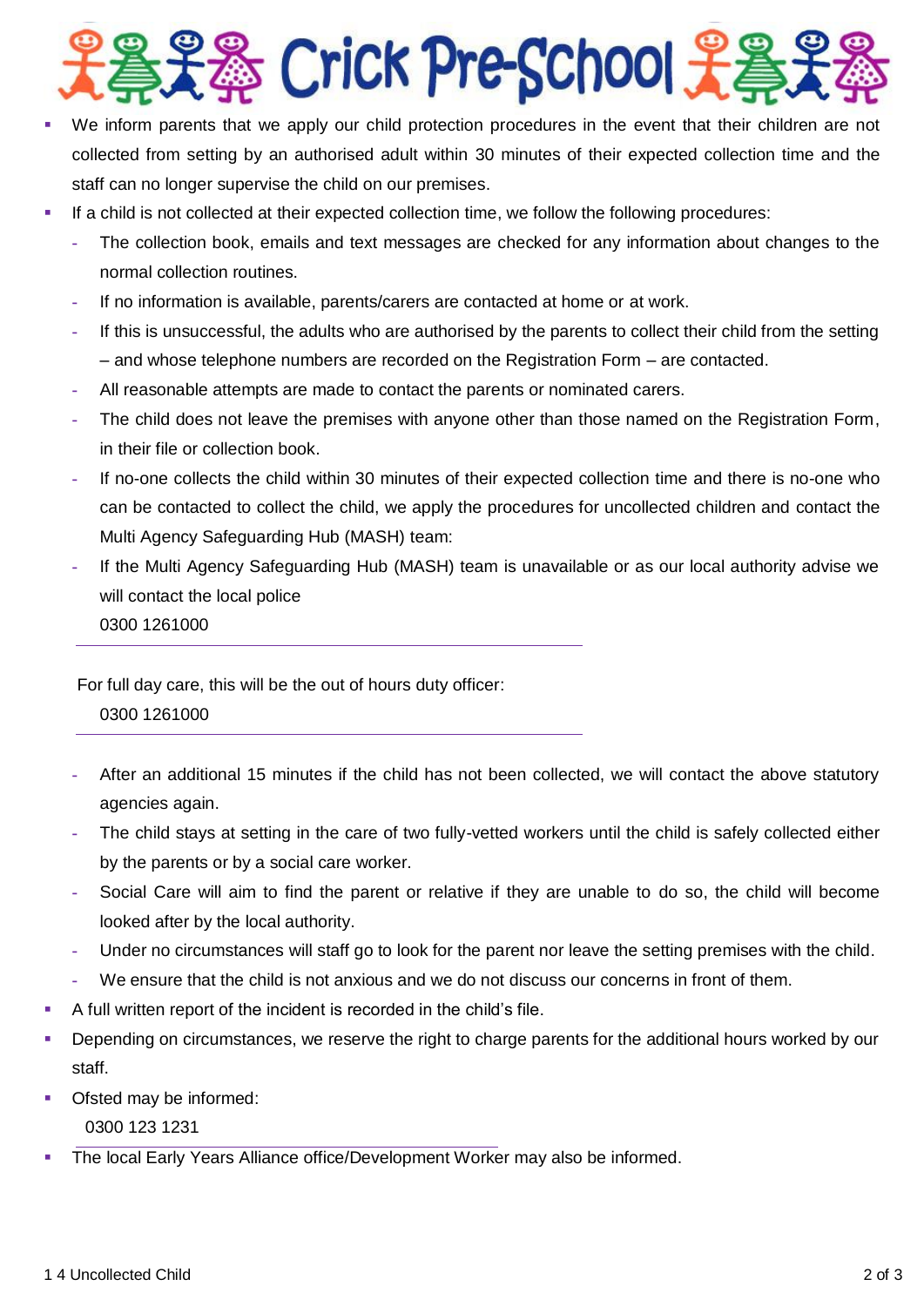- We inform parents that we apply our child protection procedures in the event that their children are not collected from setting by an authorised adult within 30 minutes of their expected collection time and the staff can no longer supervise the child on our premises.
- If a child is not collected at their expected collection time, we follow the following procedures:
  - The collection book, emails and text messages are checked for any information about changes to the normal collection routines.
  - If no information is available, parents/carers are contacted at home or at work.
  - If this is unsuccessful, the adults who are authorised by the parents to collect their child from the setting – and whose telephone numbers are recorded on the Registration Form – are contacted.
  - All reasonable attempts are made to contact the parents or nominated carers.
  - The child does not leave the premises with anyone other than those named on the Registration Form, in their file or collection book.
  - If no-one collects the child within 30 minutes of their expected collection time and there is no-one who can be contacted to collect the child, we apply the procedures for uncollected children and contact the Multi Agency Safeguarding Hub (MASH) team:
  - If the Multi Agency Safeguarding Hub (MASH) team is unavailable or as our local authority advise we will contact the local police
    0300 1261000

  For full day care, this will be the out of hours duty officer:
    0300 1261000

  - After an additional 15 minutes if the child has not been collected, we will contact the above statutory agencies again.
  - The child stays at setting in the care of two fully-vetted workers until the child is safely collected either by the parents or by a social care worker.
  - Social Care will aim to find the parent or relative if they are unable to do so, the child will become looked after by the local authority.
  - Under no circumstances will staff go to look for the parent nor leave the setting premises with the child.
  - We ensure that the child is not anxious and we do not discuss our concerns in front of them.
- A full written report of the incident is recorded in the child's file.
- Depending on circumstances, we reserve the right to charge parents for the additional hours worked by our staff.
- Ofsted may be informed:
  0300 123 1231
- The local Early Years Alliance office/Development Worker may also be informed.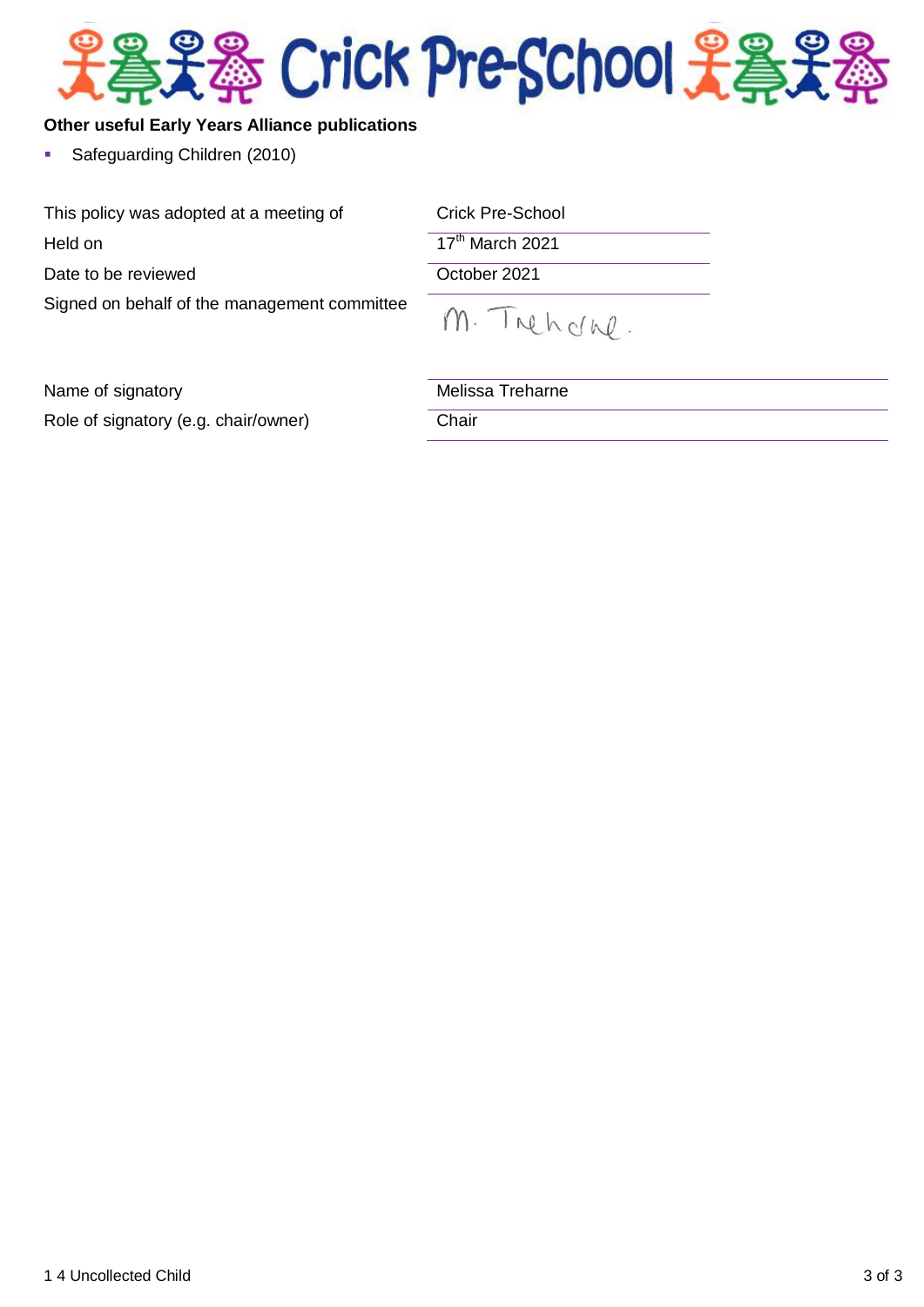Crick Pre-School

**Other useful Early Years Alliance publications**

- Safeguarding Children (2010)

| | |
|---|---|
| This policy was adopted at a meeting of | Crick Pre-School |
| Held on | 17th March 2021 |
| Date to be reviewed | October 2021 |
| Signed on behalf of the management committee | M. Treharne. |
| Name of signatory | Melissa Treharne |
| Role of signatory (e.g. chair/owner) | Chair |